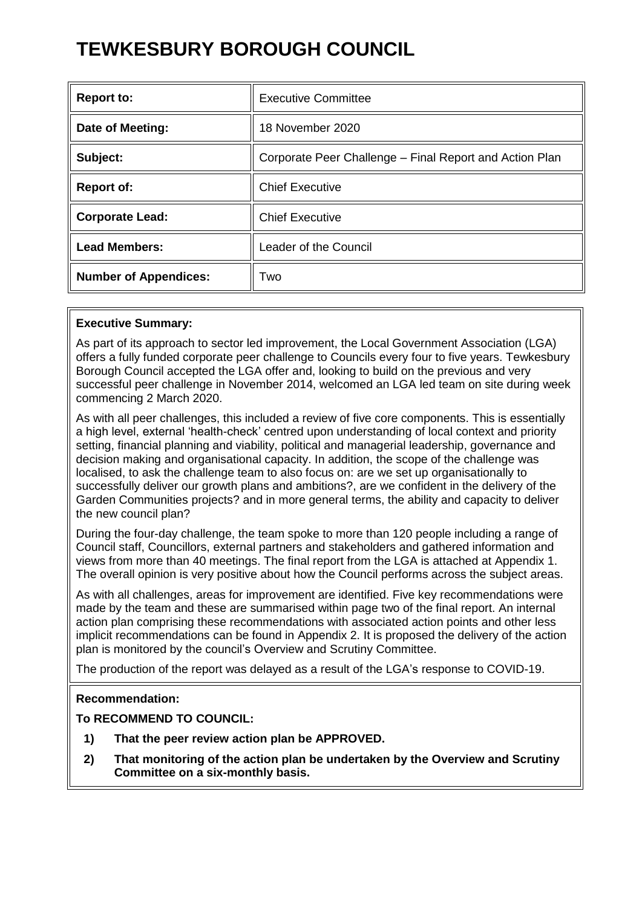# TEWKESBURY BOROUGH COUNCIL

| | |
|---|---|
| **Report to:** | Executive Committee |
| **Date of Meeting:** | 18 November 2020 |
| **Subject:** | Corporate Peer Challenge – Final Report and Action Plan |
| **Report of:** | Chief Executive |
| **Corporate Lead:** | Chief Executive |
| **Lead Members:** | Leader of the Council |
| **Number of Appendices:** | Two |

**Executive Summary:**

As part of its approach to sector led improvement, the Local Government Association (LGA) offers a fully funded corporate peer challenge to Councils every four to five years. Tewkesbury Borough Council accepted the LGA offer and, looking to build on the previous and very successful peer challenge in November 2014, welcomed an LGA led team on site during week commencing 2 March 2020.

As with all peer challenges, this included a review of five core components. This is essentially a high level, external 'health-check' centred upon understanding of local context and priority setting, financial planning and viability, political and managerial leadership, governance and decision making and organisational capacity. In addition, the scope of the challenge was localised, to ask the challenge team to also focus on: are we set up organisationally to successfully deliver our growth plans and ambitions?, are we confident in the delivery of the Garden Communities projects? and in more general terms, the ability and capacity to deliver the new council plan?

During the four-day challenge, the team spoke to more than 120 people including a range of Council staff, Councillors, external partners and stakeholders and gathered information and views from more than 40 meetings. The final report from the LGA is attached at Appendix 1. The overall opinion is very positive about how the Council performs across the subject areas.

As with all challenges, areas for improvement are identified. Five key recommendations were made by the team and these are summarised within page two of the final report. An internal action plan comprising these recommendations with associated action points and other less implicit recommendations can be found in Appendix 2. It is proposed the delivery of the action plan is monitored by the council's Overview and Scrutiny Committee.

The production of the report was delayed as a result of the LGA's response to COVID-19.

**Recommendation:**

**To RECOMMEND TO COUNCIL:**

1) **That the peer review action plan be APPROVED.**
2) **That monitoring of the action plan be undertaken by the Overview and Scrutiny Committee on a six-monthly basis.**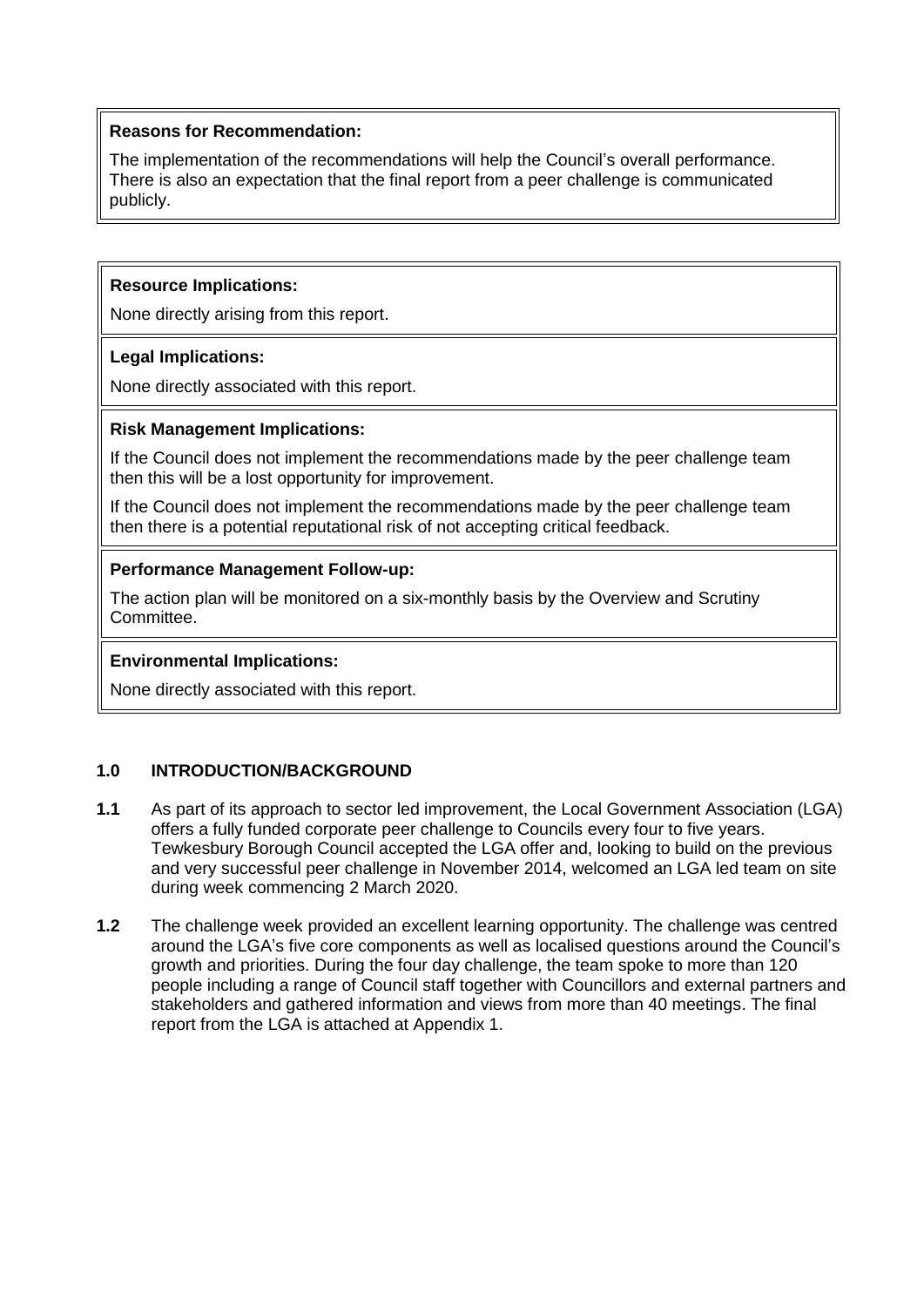**Reasons for Recommendation:**

The implementation of the recommendations will help the Council's overall performance. There is also an expectation that the final report from a peer challenge is communicated publicly.

**Resource Implications:**

None directly arising from this report.

**Legal Implications:**

None directly associated with this report.

**Risk Management Implications:**

If the Council does not implement the recommendations made by the peer challenge team then this will be a lost opportunity for improvement.

If the Council does not implement the recommendations made by the peer challenge team then there is a potential reputational risk of not accepting critical feedback.

**Performance Management Follow-up:**

The action plan will be monitored on a six-monthly basis by the Overview and Scrutiny Committee.

**Environmental Implications:**

None directly associated with this report.

## 1.0 INTRODUCTION/BACKGROUND

**1.1** As part of its approach to sector led improvement, the Local Government Association (LGA) offers a fully funded corporate peer challenge to Councils every four to five years. Tewkesbury Borough Council accepted the LGA offer and, looking to build on the previous and very successful peer challenge in November 2014, welcomed an LGA led team on site during week commencing 2 March 2020.

**1.2** The challenge week provided an excellent learning opportunity. The challenge was centred around the LGA's five core components as well as localised questions around the Council's growth and priorities. During the four day challenge, the team spoke to more than 120 people including a range of Council staff together with Councillors and external partners and stakeholders and gathered information and views from more than 40 meetings. The final report from the LGA is attached at Appendix 1.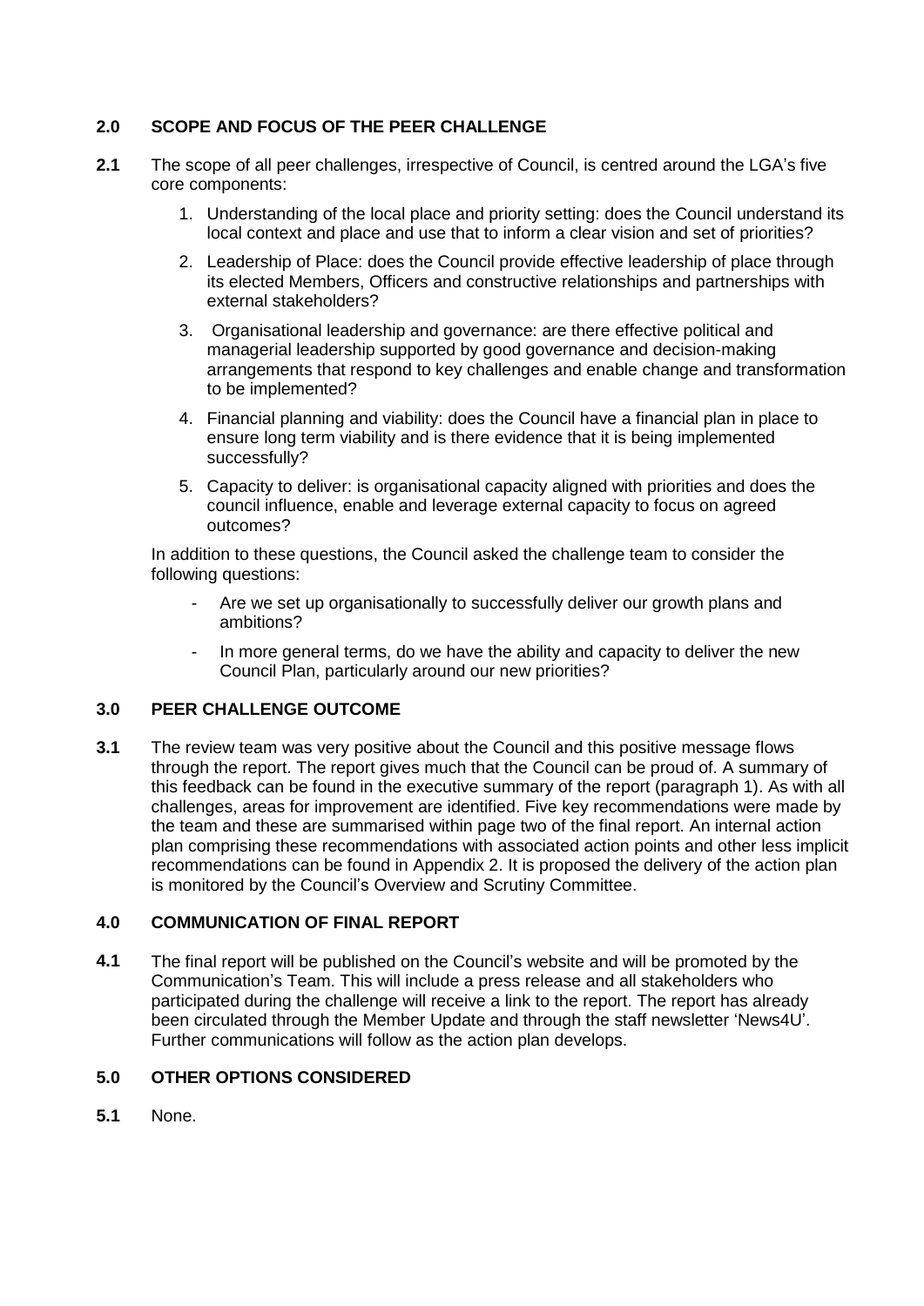## 2.0 SCOPE AND FOCUS OF THE PEER CHALLENGE

**2.1** The scope of all peer challenges, irrespective of Council, is centred around the LGA's five core components:

1. Understanding of the local place and priority setting: does the Council understand its local context and place and use that to inform a clear vision and set of priorities?
2. Leadership of Place: does the Council provide effective leadership of place through its elected Members, Officers and constructive relationships and partnerships with external stakeholders?
3. Organisational leadership and governance: are there effective political and managerial leadership supported by good governance and decision-making arrangements that respond to key challenges and enable change and transformation to be implemented?
4. Financial planning and viability: does the Council have a financial plan in place to ensure long term viability and is there evidence that it is being implemented successfully?
5. Capacity to deliver: is organisational capacity aligned with priorities and does the council influence, enable and leverage external capacity to focus on agreed outcomes?

In addition to these questions, the Council asked the challenge team to consider the following questions:

- Are we set up organisationally to successfully deliver our growth plans and ambitions?
- In more general terms, do we have the ability and capacity to deliver the new Council Plan, particularly around our new priorities?

## 3.0 PEER CHALLENGE OUTCOME

**3.1** The review team was very positive about the Council and this positive message flows through the report. The report gives much that the Council can be proud of. A summary of this feedback can be found in the executive summary of the report (paragraph 1). As with all challenges, areas for improvement are identified. Five key recommendations were made by the team and these are summarised within page two of the final report. An internal action plan comprising these recommendations with associated action points and other less implicit recommendations can be found in Appendix 2. It is proposed the delivery of the action plan is monitored by the Council's Overview and Scrutiny Committee.

## 4.0 COMMUNICATION OF FINAL REPORT

**4.1** The final report will be published on the Council's website and will be promoted by the Communication's Team. This will include a press release and all stakeholders who participated during the challenge will receive a link to the report. The report has already been circulated through the Member Update and through the staff newsletter 'News4U'. Further communications will follow as the action plan develops.

## 5.0 OTHER OPTIONS CONSIDERED

**5.1** None.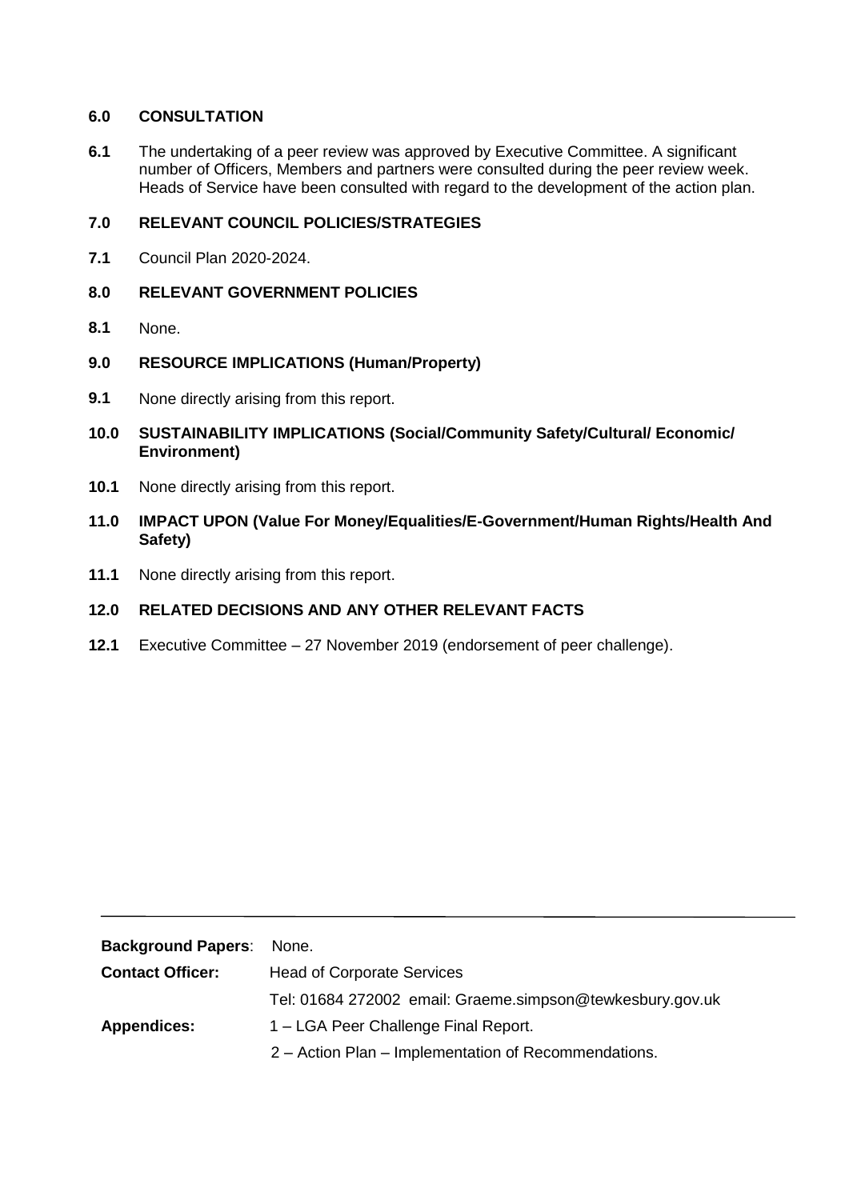**6.0 CONSULTATION**

**6.1** The undertaking of a peer review was approved by Executive Committee. A significant number of Officers, Members and partners were consulted during the peer review week. Heads of Service have been consulted with regard to the development of the action plan.

**7.0 RELEVANT COUNCIL POLICIES/STRATEGIES**

**7.1** Council Plan 2020-2024.

**8.0 RELEVANT GOVERNMENT POLICIES**

**8.1** None.

**9.0 RESOURCE IMPLICATIONS (Human/Property)**

**9.1** None directly arising from this report.

**10.0 SUSTAINABILITY IMPLICATIONS (Social/Community Safety/Cultural/ Economic/ Environment)**

**10.1** None directly arising from this report.

**11.0 IMPACT UPON (Value For Money/Equalities/E-Government/Human Rights/Health And Safety)**

**11.1** None directly arising from this report.

**12.0 RELATED DECISIONS AND ANY OTHER RELEVANT FACTS**

**12.1** Executive Committee – 27 November 2019 (endorsement of peer challenge).

---

| | |
|---|---|
| **Background Papers**: | None. |
| **Contact Officer:** | Head of Corporate Services |
| | Tel: 01684 272002 email: Graeme.simpson@tewkesbury.gov.uk |
| **Appendices:** | 1 – LGA Peer Challenge Final Report. |
| | 2 – Action Plan – Implementation of Recommendations. |